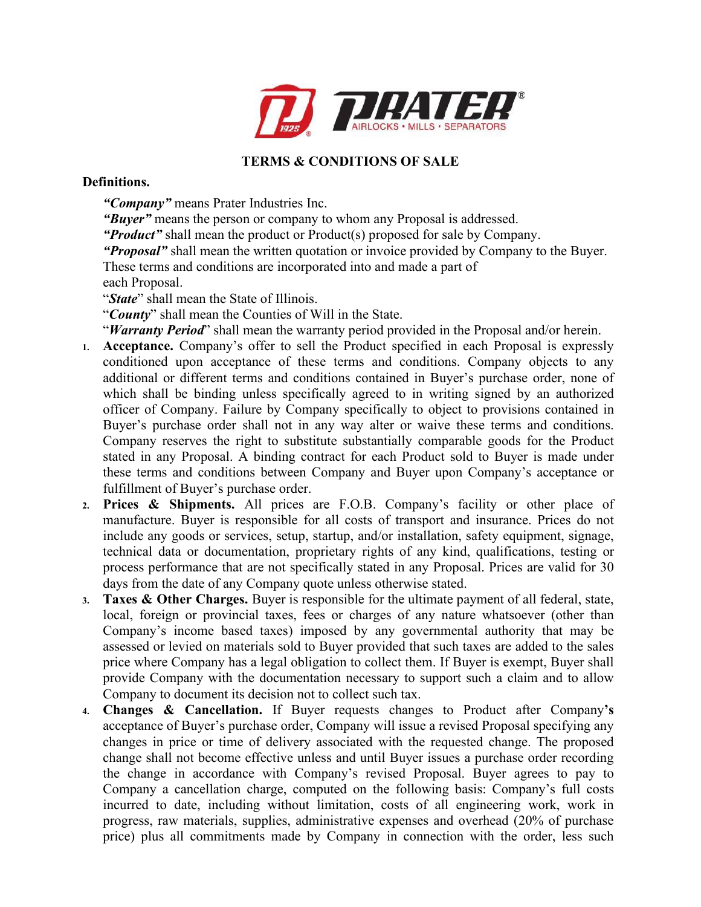# TERMS & CONDITIONS OF SALE

**Definitions.**

***"Company"*** means Prater Industries Inc.
***"Buyer"*** means the person or company to whom any Proposal is addressed.
***"Product"*** shall mean the product or Product(s) proposed for sale by Company.
***"Proposal"*** shall mean the written quotation or invoice provided by Company to the Buyer. These terms and conditions are incorporated into and made a part of each Proposal.
"***State***" shall mean the State of Illinois.
"***County***" shall mean the Counties of Will in the State.
"***Warranty Period***" shall mean the warranty period provided in the Proposal and/or herein.

1. **Acceptance.** Company's offer to sell the Product specified in each Proposal is expressly conditioned upon acceptance of these terms and conditions. Company objects to any additional or different terms and conditions contained in Buyer's purchase order, none of which shall be binding unless specifically agreed to in writing signed by an authorized officer of Company. Failure by Company specifically to object to provisions contained in Buyer's purchase order shall not in any way alter or waive these terms and conditions. Company reserves the right to substitute substantially comparable goods for the Product stated in any Proposal. A binding contract for each Product sold to Buyer is made under these terms and conditions between Company and Buyer upon Company's acceptance or fulfillment of Buyer's purchase order.
2. **Prices & Shipments.** All prices are F.O.B. Company's facility or other place of manufacture. Buyer is responsible for all costs of transport and insurance. Prices do not include any goods or services, setup, startup, and/or installation, safety equipment, signage, technical data or documentation, proprietary rights of any kind, qualifications, testing or process performance that are not specifically stated in any Proposal. Prices are valid for 30 days from the date of any Company quote unless otherwise stated.
3. **Taxes & Other Charges.** Buyer is responsible for the ultimate payment of all federal, state, local, foreign or provincial taxes, fees or charges of any nature whatsoever (other than Company's income based taxes) imposed by any governmental authority that may be assessed or levied on materials sold to Buyer provided that such taxes are added to the sales price where Company has a legal obligation to collect them. If Buyer is exempt, Buyer shall provide Company with the documentation necessary to support such a claim and to allow Company to document its decision not to collect such tax.
4. **Changes & Cancellation.** If Buyer requests changes to Product after Company**'s** acceptance of Buyer's purchase order, Company will issue a revised Proposal specifying any changes in price or time of delivery associated with the requested change. The proposed change shall not become effective unless and until Buyer issues a purchase order recording the change in accordance with Company's revised Proposal. Buyer agrees to pay to Company a cancellation charge, computed on the following basis: Company's full costs incurred to date, including without limitation, costs of all engineering work, work in progress, raw materials, supplies, administrative expenses and overhead (20% of purchase price) plus all commitments made by Company in connection with the order, less such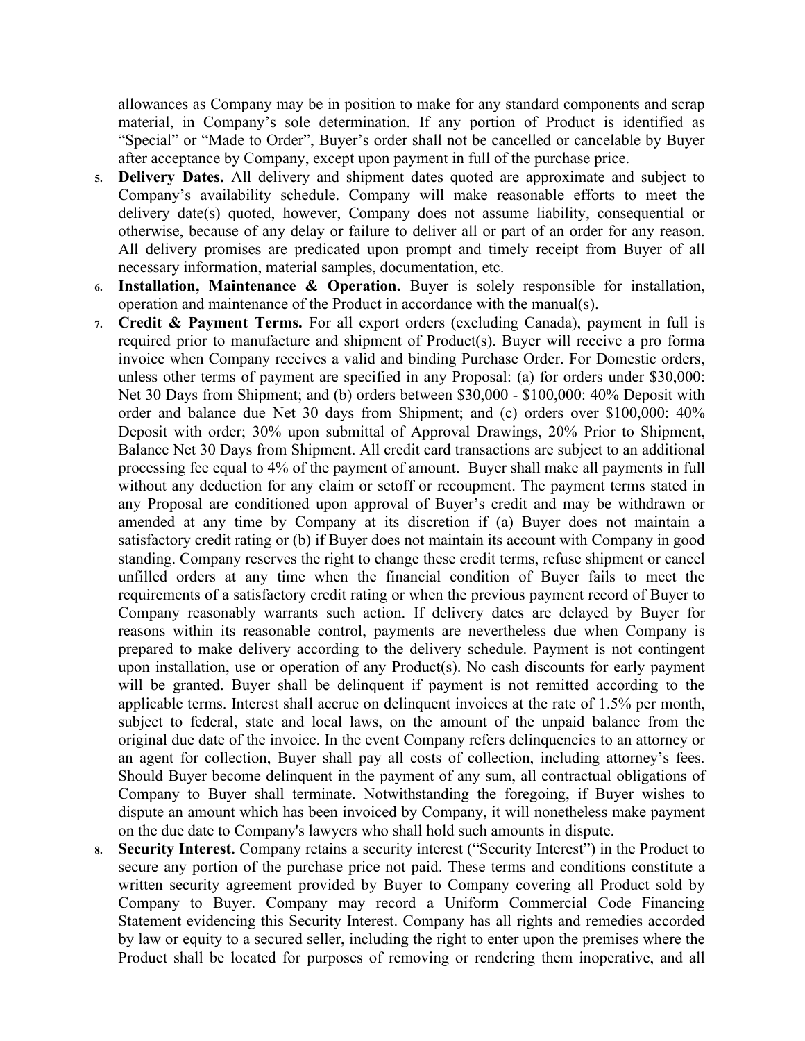allowances as Company may be in position to make for any standard components and scrap material, in Company's sole determination. If any portion of Product is identified as "Special" or "Made to Order", Buyer's order shall not be cancelled or cancelable by Buyer after acceptance by Company, except upon payment in full of the purchase price.

5. **Delivery Dates.** All delivery and shipment dates quoted are approximate and subject to Company's availability schedule. Company will make reasonable efforts to meet the delivery date(s) quoted, however, Company does not assume liability, consequential or otherwise, because of any delay or failure to deliver all or part of an order for any reason. All delivery promises are predicated upon prompt and timely receipt from Buyer of all necessary information, material samples, documentation, etc.
6. **Installation, Maintenance & Operation.** Buyer is solely responsible for installation, operation and maintenance of the Product in accordance with the manual(s).
7. **Credit & Payment Terms.** For all export orders (excluding Canada), payment in full is required prior to manufacture and shipment of Product(s). Buyer will receive a pro forma invoice when Company receives a valid and binding Purchase Order. For Domestic orders, unless other terms of payment are specified in any Proposal: (a) for orders under $30,000: Net 30 Days from Shipment; and (b) orders between $30,000 - $100,000: 40% Deposit with order and balance due Net 30 days from Shipment; and (c) orders over $100,000: 40% Deposit with order; 30% upon submittal of Approval Drawings, 20% Prior to Shipment, Balance Net 30 Days from Shipment. All credit card transactions are subject to an additional processing fee equal to 4% of the payment of amount. Buyer shall make all payments in full without any deduction for any claim or setoff or recoupment. The payment terms stated in any Proposal are conditioned upon approval of Buyer's credit and may be withdrawn or amended at any time by Company at its discretion if (a) Buyer does not maintain a satisfactory credit rating or (b) if Buyer does not maintain its account with Company in good standing. Company reserves the right to change these credit terms, refuse shipment or cancel unfilled orders at any time when the financial condition of Buyer fails to meet the requirements of a satisfactory credit rating or when the previous payment record of Buyer to Company reasonably warrants such action. If delivery dates are delayed by Buyer for reasons within its reasonable control, payments are nevertheless due when Company is prepared to make delivery according to the delivery schedule. Payment is not contingent upon installation, use or operation of any Product(s). No cash discounts for early payment will be granted. Buyer shall be delinquent if payment is not remitted according to the applicable terms. Interest shall accrue on delinquent invoices at the rate of 1.5% per month, subject to federal, state and local laws, on the amount of the unpaid balance from the original due date of the invoice. In the event Company refers delinquencies to an attorney or an agent for collection, Buyer shall pay all costs of collection, including attorney's fees. Should Buyer become delinquent in the payment of any sum, all contractual obligations of Company to Buyer shall terminate. Notwithstanding the foregoing, if Buyer wishes to dispute an amount which has been invoiced by Company, it will nonetheless make payment on the due date to Company's lawyers who shall hold such amounts in dispute.
8. **Security Interest.** Company retains a security interest ("Security Interest") in the Product to secure any portion of the purchase price not paid. These terms and conditions constitute a written security agreement provided by Buyer to Company covering all Product sold by Company to Buyer. Company may record a Uniform Commercial Code Financing Statement evidencing this Security Interest. Company has all rights and remedies accorded by law or equity to a secured seller, including the right to enter upon the premises where the Product shall be located for purposes of removing or rendering them inoperative, and all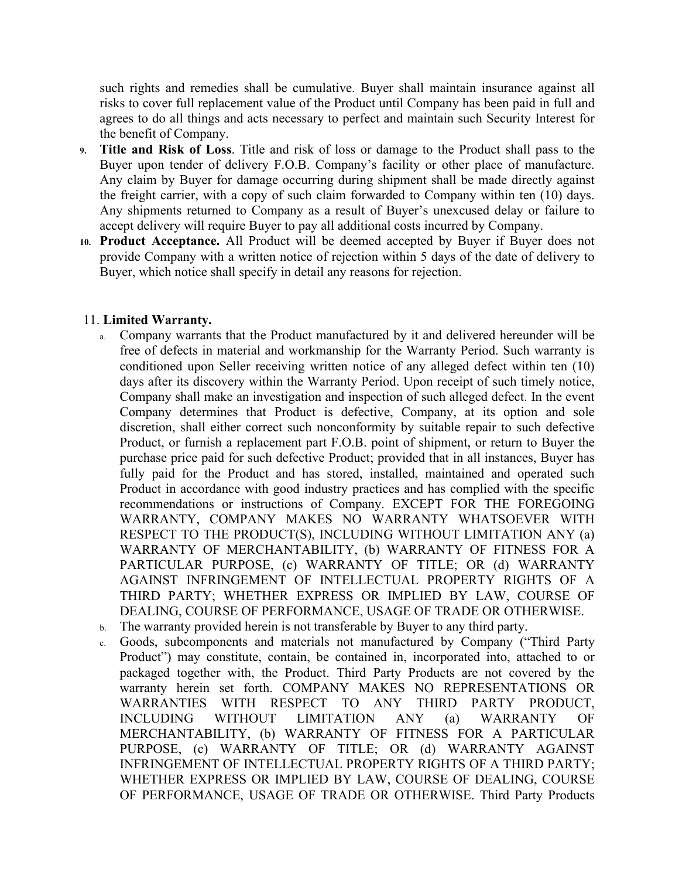such rights and remedies shall be cumulative. Buyer shall maintain insurance against all risks to cover full replacement value of the Product until Company has been paid in full and agrees to do all things and acts necessary to perfect and maintain such Security Interest for the benefit of Company.

9. **Title and Risk of Loss**. Title and risk of loss or damage to the Product shall pass to the Buyer upon tender of delivery F.O.B. Company's facility or other place of manufacture. Any claim by Buyer for damage occurring during shipment shall be made directly against the freight carrier, with a copy of such claim forwarded to Company within ten (10) days. Any shipments returned to Company as a result of Buyer's unexcused delay or failure to accept delivery will require Buyer to pay all additional costs incurred by Company.
10. **Product Acceptance.** All Product will be deemed accepted by Buyer if Buyer does not provide Company with a written notice of rejection within 5 days of the date of delivery to Buyer, which notice shall specify in detail any reasons for rejection.

11. **Limited Warranty.**

   a. Company warrants that the Product manufactured by it and delivered hereunder will be free of defects in material and workmanship for the Warranty Period. Such warranty is conditioned upon Seller receiving written notice of any alleged defect within ten (10) days after its discovery within the Warranty Period. Upon receipt of such timely notice, Company shall make an investigation and inspection of such alleged defect. In the event Company determines that Product is defective, Company, at its option and sole discretion, shall either correct such nonconformity by suitable repair to such defective Product, or furnish a replacement part F.O.B. point of shipment, or return to Buyer the purchase price paid for such defective Product; provided that in all instances, Buyer has fully paid for the Product and has stored, installed, maintained and operated such Product in accordance with good industry practices and has complied with the specific recommendations or instructions of Company. EXCEPT FOR THE FOREGOING WARRANTY, COMPANY MAKES NO WARRANTY WHATSOEVER WITH RESPECT TO THE PRODUCT(S), INCLUDING WITHOUT LIMITATION ANY (a) WARRANTY OF MERCHANTABILITY, (b) WARRANTY OF FITNESS FOR A PARTICULAR PURPOSE, (c) WARRANTY OF TITLE; OR (d) WARRANTY AGAINST INFRINGEMENT OF INTELLECTUAL PROPERTY RIGHTS OF A THIRD PARTY; WHETHER EXPRESS OR IMPLIED BY LAW, COURSE OF DEALING, COURSE OF PERFORMANCE, USAGE OF TRADE OR OTHERWISE.

   b. The warranty provided herein is not transferable by Buyer to any third party.

   c. Goods, subcomponents and materials not manufactured by Company ("Third Party Product") may constitute, contain, be contained in, incorporated into, attached to or packaged together with, the Product. Third Party Products are not covered by the warranty herein set forth. COMPANY MAKES NO REPRESENTATIONS OR WARRANTIES WITH RESPECT TO ANY THIRD PARTY PRODUCT, INCLUDING WITHOUT LIMITATION ANY (a) WARRANTY OF MERCHANTABILITY, (b) WARRANTY OF FITNESS FOR A PARTICULAR PURPOSE, (c) WARRANTY OF TITLE; OR (d) WARRANTY AGAINST INFRINGEMENT OF INTELLECTUAL PROPERTY RIGHTS OF A THIRD PARTY; WHETHER EXPRESS OR IMPLIED BY LAW, COURSE OF DEALING, COURSE OF PERFORMANCE, USAGE OF TRADE OR OTHERWISE. Third Party Products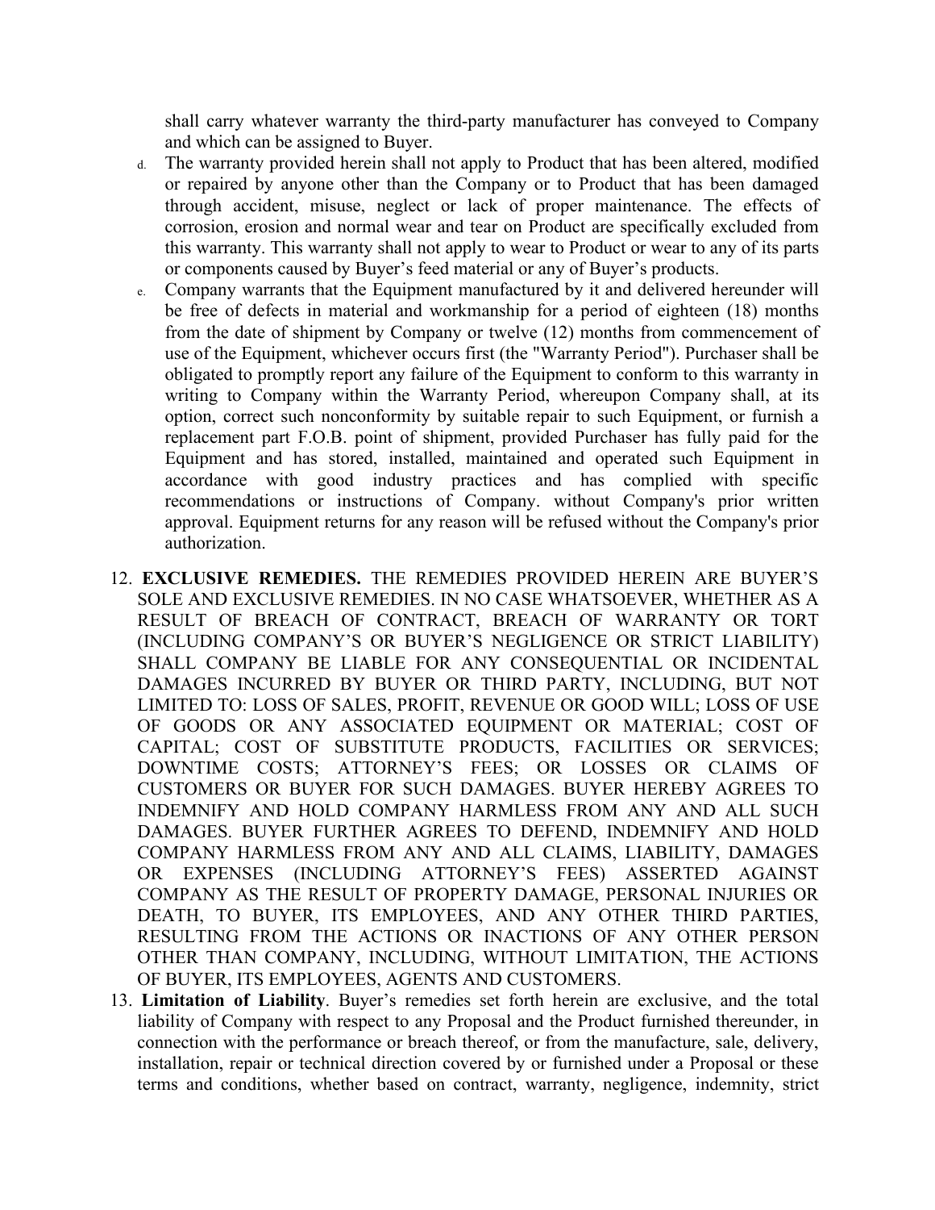shall carry whatever warranty the third-party manufacturer has conveyed to Company and which can be assigned to Buyer.

d. The warranty provided herein shall not apply to Product that has been altered, modified or repaired by anyone other than the Company or to Product that has been damaged through accident, misuse, neglect or lack of proper maintenance. The effects of corrosion, erosion and normal wear and tear on Product are specifically excluded from this warranty. This warranty shall not apply to wear to Product or wear to any of its parts or components caused by Buyer's feed material or any of Buyer's products.

e. Company warrants that the Equipment manufactured by it and delivered hereunder will be free of defects in material and workmanship for a period of eighteen (18) months from the date of shipment by Company or twelve (12) months from commencement of use of the Equipment, whichever occurs first (the "Warranty Period"). Purchaser shall be obligated to promptly report any failure of the Equipment to conform to this warranty in writing to Company within the Warranty Period, whereupon Company shall, at its option, correct such nonconformity by suitable repair to such Equipment, or furnish a replacement part F.O.B. point of shipment, provided Purchaser has fully paid for the Equipment and has stored, installed, maintained and operated such Equipment in accordance with good industry practices and has complied with specific recommendations or instructions of Company. without Company's prior written approval. Equipment returns for any reason will be refused without the Company's prior authorization.

12. **EXCLUSIVE REMEDIES.** THE REMEDIES PROVIDED HEREIN ARE BUYER'S SOLE AND EXCLUSIVE REMEDIES. IN NO CASE WHATSOEVER, WHETHER AS A RESULT OF BREACH OF CONTRACT, BREACH OF WARRANTY OR TORT (INCLUDING COMPANY'S OR BUYER'S NEGLIGENCE OR STRICT LIABILITY) SHALL COMPANY BE LIABLE FOR ANY CONSEQUENTIAL OR INCIDENTAL DAMAGES INCURRED BY BUYER OR THIRD PARTY, INCLUDING, BUT NOT LIMITED TO: LOSS OF SALES, PROFIT, REVENUE OR GOOD WILL; LOSS OF USE OF GOODS OR ANY ASSOCIATED EQUIPMENT OR MATERIAL; COST OF CAPITAL; COST OF SUBSTITUTE PRODUCTS, FACILITIES OR SERVICES; DOWNTIME COSTS; ATTORNEY'S FEES; OR LOSSES OR CLAIMS OF CUSTOMERS OR BUYER FOR SUCH DAMAGES. BUYER HEREBY AGREES TO INDEMNIFY AND HOLD COMPANY HARMLESS FROM ANY AND ALL SUCH DAMAGES. BUYER FURTHER AGREES TO DEFEND, INDEMNIFY AND HOLD COMPANY HARMLESS FROM ANY AND ALL CLAIMS, LIABILITY, DAMAGES OR EXPENSES (INCLUDING ATTORNEY'S FEES) ASSERTED AGAINST COMPANY AS THE RESULT OF PROPERTY DAMAGE, PERSONAL INJURIES OR DEATH, TO BUYER, ITS EMPLOYEES, AND ANY OTHER THIRD PARTIES, RESULTING FROM THE ACTIONS OR INACTIONS OF ANY OTHER PERSON OTHER THAN COMPANY, INCLUDING, WITHOUT LIMITATION, THE ACTIONS OF BUYER, ITS EMPLOYEES, AGENTS AND CUSTOMERS.

13. **Limitation of Liability**. Buyer's remedies set forth herein are exclusive, and the total liability of Company with respect to any Proposal and the Product furnished thereunder, in connection with the performance or breach thereof, or from the manufacture, sale, delivery, installation, repair or technical direction covered by or furnished under a Proposal or these terms and conditions, whether based on contract, warranty, negligence, indemnity, strict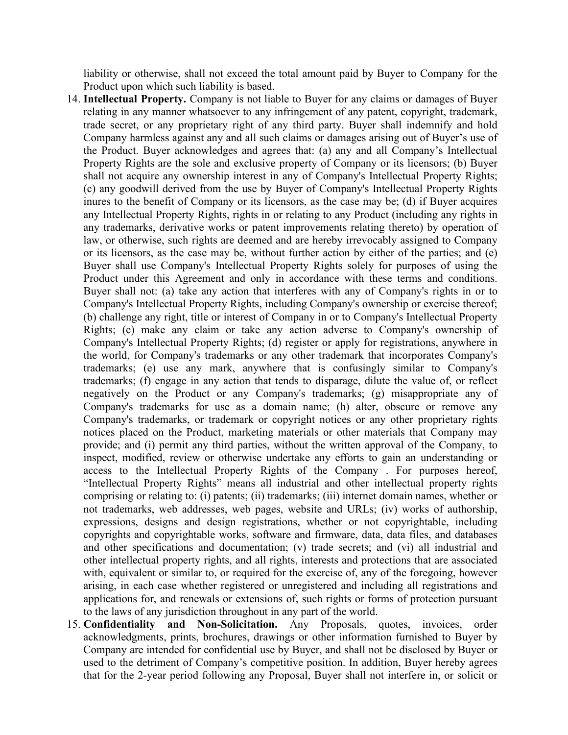liability or otherwise, shall not exceed the total amount paid by Buyer to Company for the Product upon which such liability is based.

14. **Intellectual Property.** Company is not liable to Buyer for any claims or damages of Buyer relating in any manner whatsoever to any infringement of any patent, copyright, trademark, trade secret, or any proprietary right of any third party. Buyer shall indemnify and hold Company harmless against any and all such claims or damages arising out of Buyer's use of the Product. Buyer acknowledges and agrees that: (a) any and all Company's Intellectual Property Rights are the sole and exclusive property of Company or its licensors; (b) Buyer shall not acquire any ownership interest in any of Company's Intellectual Property Rights; (c) any goodwill derived from the use by Buyer of Company's Intellectual Property Rights inures to the benefit of Company or its licensors, as the case may be; (d) if Buyer acquires any Intellectual Property Rights, rights in or relating to any Product (including any rights in any trademarks, derivative works or patent improvements relating thereto) by operation of law, or otherwise, such rights are deemed and are hereby irrevocably assigned to Company or its licensors, as the case may be, without further action by either of the parties; and (e) Buyer shall use Company's Intellectual Property Rights solely for purposes of using the Product under this Agreement and only in accordance with these terms and conditions. Buyer shall not: (a) take any action that interferes with any of Company's rights in or to Company's Intellectual Property Rights, including Company's ownership or exercise thereof; (b) challenge any right, title or interest of Company in or to Company's Intellectual Property Rights; (c) make any claim or take any action adverse to Company's ownership of Company's Intellectual Property Rights; (d) register or apply for registrations, anywhere in the world, for Company's trademarks or any other trademark that incorporates Company's trademarks; (e) use any mark, anywhere that is confusingly similar to Company's trademarks; (f) engage in any action that tends to disparage, dilute the value of, or reflect negatively on the Product or any Company's trademarks; (g) misappropriate any of Company's trademarks for use as a domain name; (h) alter, obscure or remove any Company's trademarks, or trademark or copyright notices or any other proprietary rights notices placed on the Product, marketing materials or other materials that Company may provide; and (i) permit any third parties, without the written approval of the Company, to inspect, modified, review or otherwise undertake any efforts to gain an understanding or access to the Intellectual Property Rights of the Company . For purposes hereof, "Intellectual Property Rights" means all industrial and other intellectual property rights comprising or relating to: (i) patents; (ii) trademarks; (iii) internet domain names, whether or not trademarks, web addresses, web pages, website and URLs; (iv) works of authorship, expressions, designs and design registrations, whether or not copyrightable, including copyrights and copyrightable works, software and firmware, data, data files, and databases and other specifications and documentation; (v) trade secrets; and (vi) all industrial and other intellectual property rights, and all rights, interests and protections that are associated with, equivalent or similar to, or required for the exercise of, any of the foregoing, however arising, in each case whether registered or unregistered and including all registrations and applications for, and renewals or extensions of, such rights or forms of protection pursuant to the laws of any jurisdiction throughout in any part of the world.

15. **Confidentiality and Non-Solicitation.** Any Proposals, quotes, invoices, order acknowledgments, prints, brochures, drawings or other information furnished to Buyer by Company are intended for confidential use by Buyer, and shall not be disclosed by Buyer or used to the detriment of Company's competitive position. In addition, Buyer hereby agrees that for the 2-year period following any Proposal, Buyer shall not interfere in, or solicit or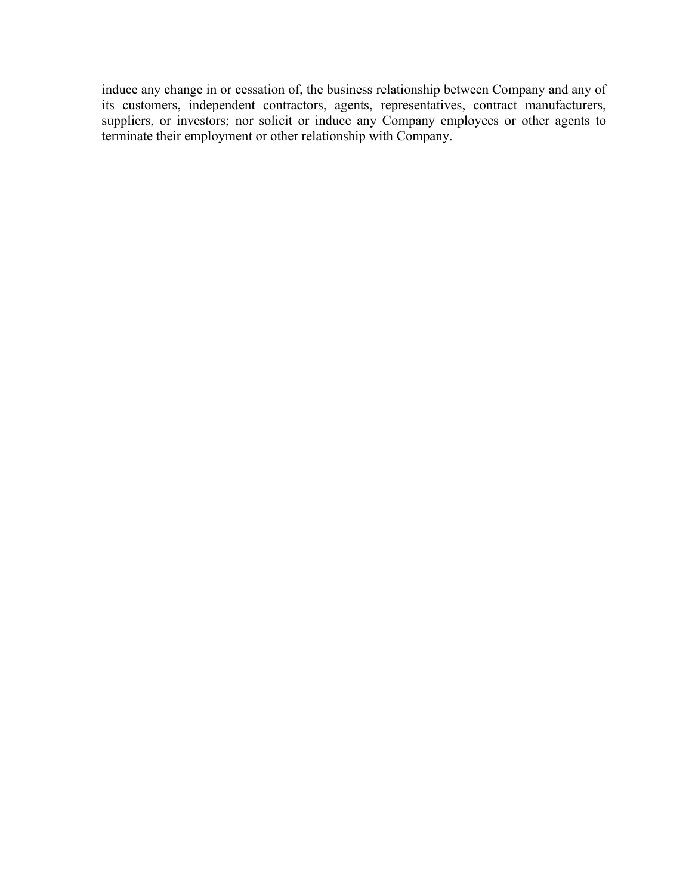induce any change in or cessation of, the business relationship between Company and any of its customers, independent contractors, agents, representatives, contract manufacturers, suppliers, or investors; nor solicit or induce any Company employees or other agents to terminate their employment or other relationship with Company.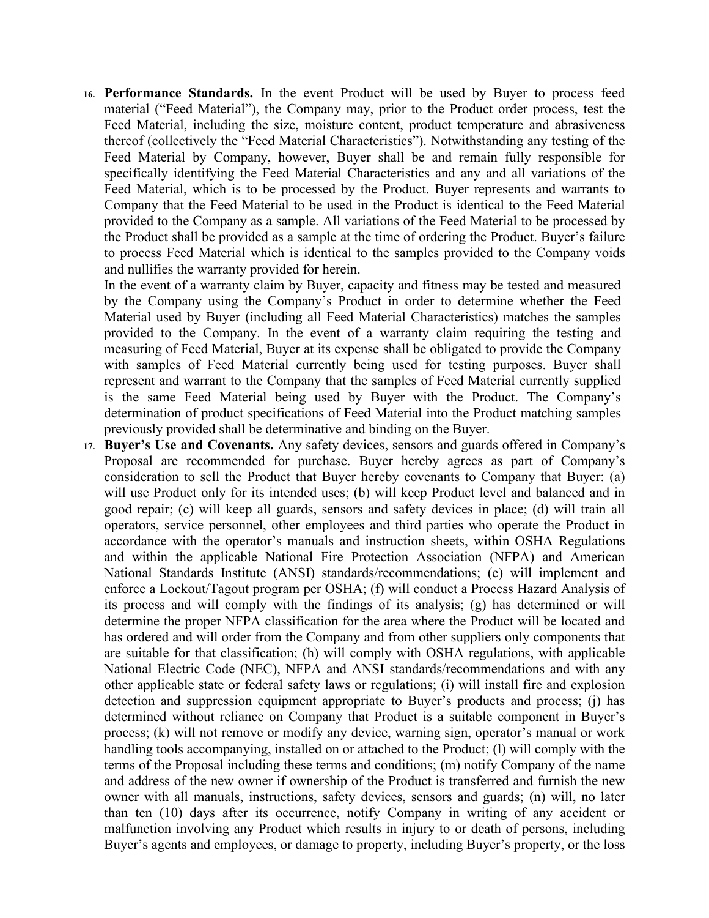16. **Performance Standards.** In the event Product will be used by Buyer to process feed material ("Feed Material"), the Company may, prior to the Product order process, test the Feed Material, including the size, moisture content, product temperature and abrasiveness thereof (collectively the "Feed Material Characteristics"). Notwithstanding any testing of the Feed Material by Company, however, Buyer shall be and remain fully responsible for specifically identifying the Feed Material Characteristics and any and all variations of the Feed Material, which is to be processed by the Product. Buyer represents and warrants to Company that the Feed Material to be used in the Product is identical to the Feed Material provided to the Company as a sample. All variations of the Feed Material to be processed by the Product shall be provided as a sample at the time of ordering the Product. Buyer's failure to process Feed Material which is identical to the samples provided to the Company voids and nullifies the warranty provided for herein.

    In the event of a warranty claim by Buyer, capacity and fitness may be tested and measured by the Company using the Company's Product in order to determine whether the Feed Material used by Buyer (including all Feed Material Characteristics) matches the samples provided to the Company. In the event of a warranty claim requiring the testing and measuring of Feed Material, Buyer at its expense shall be obligated to provide the Company with samples of Feed Material currently being used for testing purposes. Buyer shall represent and warrant to the Company that the samples of Feed Material currently supplied is the same Feed Material being used by Buyer with the Product. The Company's determination of product specifications of Feed Material into the Product matching samples previously provided shall be determinative and binding on the Buyer.

17. **Buyer's Use and Covenants.** Any safety devices, sensors and guards offered in Company's Proposal are recommended for purchase. Buyer hereby agrees as part of Company's consideration to sell the Product that Buyer hereby covenants to Company that Buyer: (a) will use Product only for its intended uses; (b) will keep Product level and balanced and in good repair; (c) will keep all guards, sensors and safety devices in place; (d) will train all operators, service personnel, other employees and third parties who operate the Product in accordance with the operator's manuals and instruction sheets, within OSHA Regulations and within the applicable National Fire Protection Association (NFPA) and American National Standards Institute (ANSI) standards/recommendations; (e) will implement and enforce a Lockout/Tagout program per OSHA; (f) will conduct a Process Hazard Analysis of its process and will comply with the findings of its analysis; (g) has determined or will determine the proper NFPA classification for the area where the Product will be located and has ordered and will order from the Company and from other suppliers only components that are suitable for that classification; (h) will comply with OSHA regulations, with applicable National Electric Code (NEC), NFPA and ANSI standards/recommendations and with any other applicable state or federal safety laws or regulations; (i) will install fire and explosion detection and suppression equipment appropriate to Buyer's products and process; (j) has determined without reliance on Company that Product is a suitable component in Buyer's process; (k) will not remove or modify any device, warning sign, operator's manual or work handling tools accompanying, installed on or attached to the Product; (l) will comply with the terms of the Proposal including these terms and conditions; (m) notify Company of the name and address of the new owner if ownership of the Product is transferred and furnish the new owner with all manuals, instructions, safety devices, sensors and guards; (n) will, no later than ten (10) days after its occurrence, notify Company in writing of any accident or malfunction involving any Product which results in injury to or death of persons, including Buyer's agents and employees, or damage to property, including Buyer's property, or the loss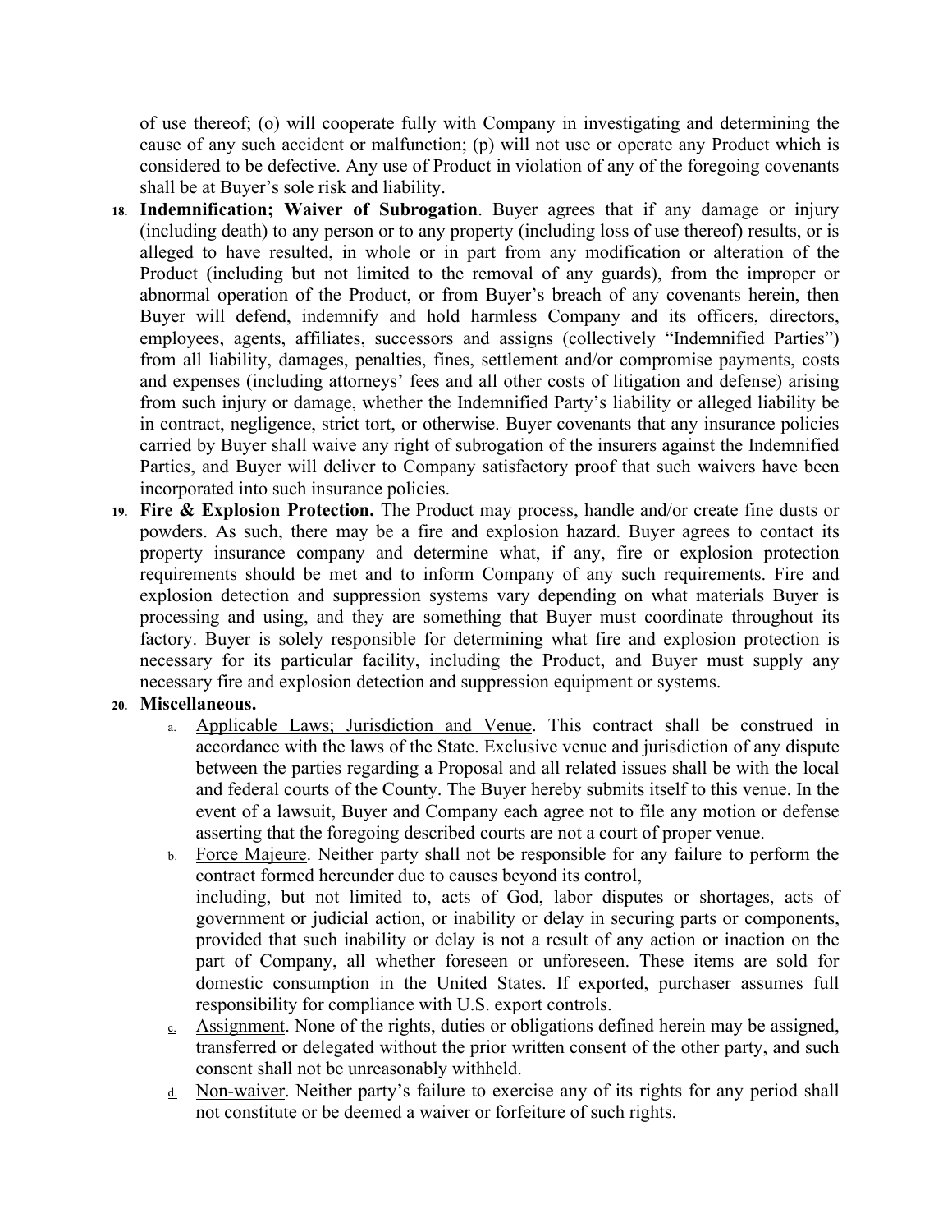of use thereof; (o) will cooperate fully with Company in investigating and determining the cause of any such accident or malfunction; (p) will not use or operate any Product which is considered to be defective. Any use of Product in violation of any of the foregoing covenants shall be at Buyer's sole risk and liability.

18. **Indemnification; Waiver of Subrogation**. Buyer agrees that if any damage or injury (including death) to any person or to any property (including loss of use thereof) results, or is alleged to have resulted, in whole or in part from any modification or alteration of the Product (including but not limited to the removal of any guards), from the improper or abnormal operation of the Product, or from Buyer's breach of any covenants herein, then Buyer will defend, indemnify and hold harmless Company and its officers, directors, employees, agents, affiliates, successors and assigns (collectively "Indemnified Parties") from all liability, damages, penalties, fines, settlement and/or compromise payments, costs and expenses (including attorneys' fees and all other costs of litigation and defense) arising from such injury or damage, whether the Indemnified Party's liability or alleged liability be in contract, negligence, strict tort, or otherwise. Buyer covenants that any insurance policies carried by Buyer shall waive any right of subrogation of the insurers against the Indemnified Parties, and Buyer will deliver to Company satisfactory proof that such waivers have been incorporated into such insurance policies.
19. **Fire & Explosion Protection.** The Product may process, handle and/or create fine dusts or powders. As such, there may be a fire and explosion hazard. Buyer agrees to contact its property insurance company and determine what, if any, fire or explosion protection requirements should be met and to inform Company of any such requirements. Fire and explosion detection and suppression systems vary depending on what materials Buyer is processing and using, and they are something that Buyer must coordinate throughout its factory. Buyer is solely responsible for determining what fire and explosion protection is necessary for its particular facility, including the Product, and Buyer must supply any necessary fire and explosion detection and suppression equipment or systems.
20. **Miscellaneous.**
    a. Applicable Laws; Jurisdiction and Venue. This contract shall be construed in accordance with the laws of the State. Exclusive venue and jurisdiction of any dispute between the parties regarding a Proposal and all related issues shall be with the local and federal courts of the County. The Buyer hereby submits itself to this venue. In the event of a lawsuit, Buyer and Company each agree not to file any motion or defense asserting that the foregoing described courts are not a court of proper venue.
    b. Force Majeure. Neither party shall not be responsible for any failure to perform the contract formed hereunder due to causes beyond its control,
    including, but not limited to, acts of God, labor disputes or shortages, acts of government or judicial action, or inability or delay in securing parts or components, provided that such inability or delay is not a result of any action or inaction on the part of Company, all whether foreseen or unforeseen. These items are sold for domestic consumption in the United States. If exported, purchaser assumes full responsibility for compliance with U.S. export controls.
    c. Assignment. None of the rights, duties or obligations defined herein may be assigned, transferred or delegated without the prior written consent of the other party, and such consent shall not be unreasonably withheld.
    d. Non-waiver. Neither party's failure to exercise any of its rights for any period shall not constitute or be deemed a waiver or forfeiture of such rights.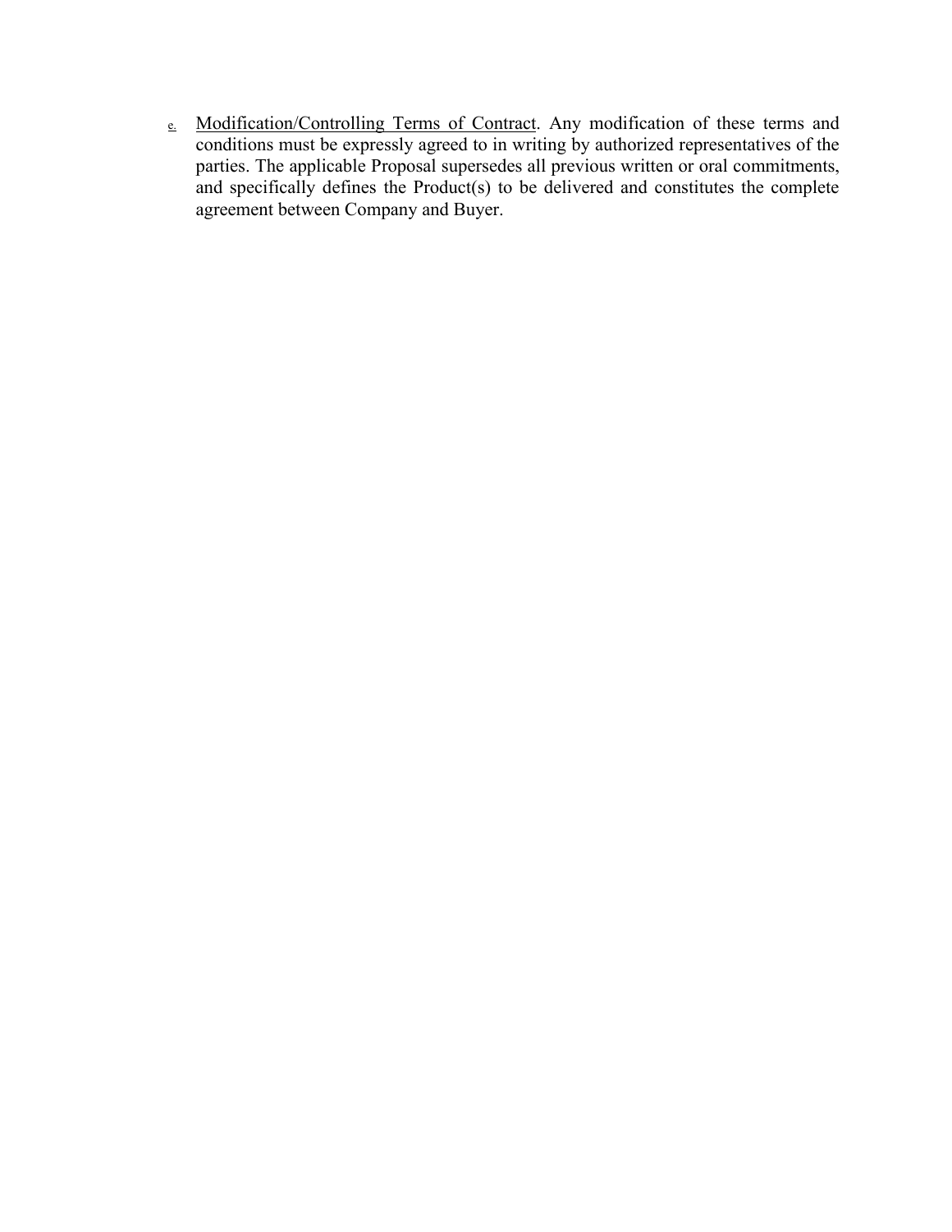e. Modification/Controlling Terms of Contract. Any modification of these terms and conditions must be expressly agreed to in writing by authorized representatives of the parties. The applicable Proposal supersedes all previous written or oral commitments, and specifically defines the Product(s) to be delivered and constitutes the complete agreement between Company and Buyer.